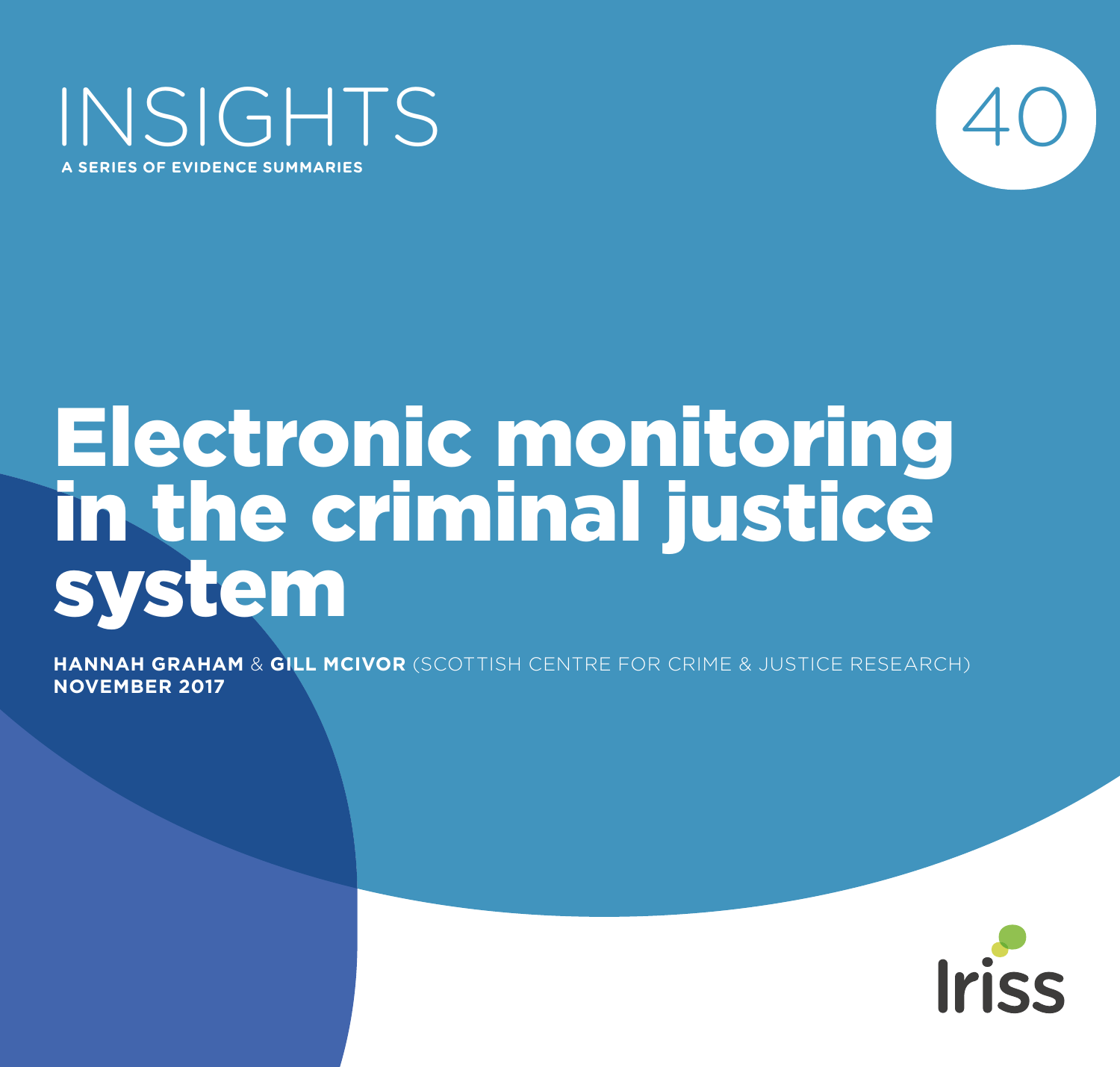INSIGHTS

**A SERIES OF EVIDENCE SUMMARIES**

40

# Electronic monitoring in the criminal justice system

**HANNAH GRAHAM** & **GILL MCIVOR** (SCOTTISH CENTRE FOR CRIME & JUSTICE RESEARCH)
**NOVEMBER 2017**

Iriss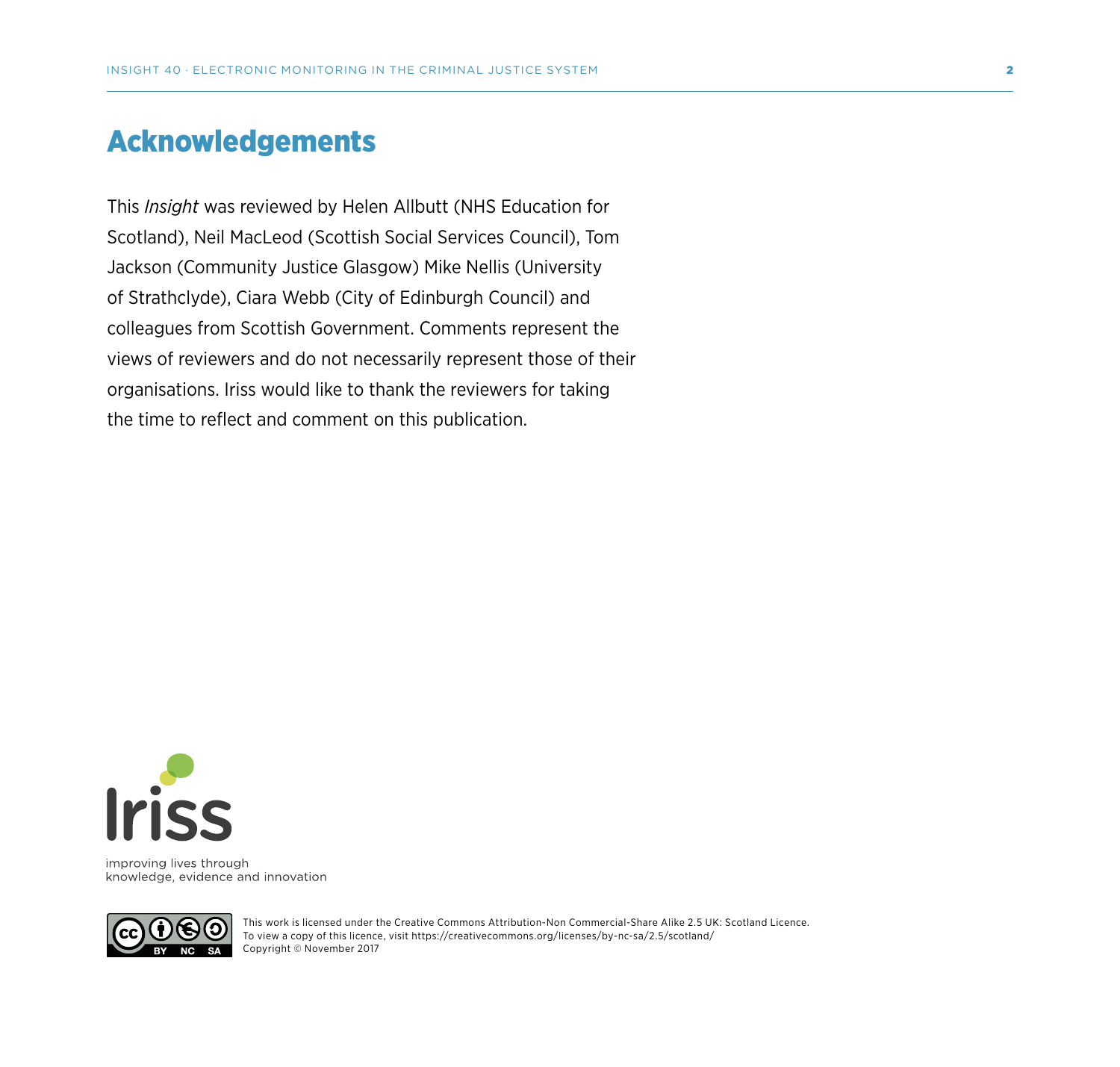## Acknowledgements

This *Insight* was reviewed by Helen Allbutt (NHS Education for Scotland), Neil MacLeod (Scottish Social Services Council), Tom Jackson (Community Justice Glasgow) Mike Nellis (University of Strathclyde), Ciara Webb (City of Edinburgh Council) and colleagues from Scottish Government. Comments represent the views of reviewers and do not necessarily represent those of their organisations. Iriss would like to thank the reviewers for taking the time to reflect and comment on this publication.

Iriss

improving lives through knowledge, evidence and innovation

This work is licensed under the Creative Commons Attribution-Non Commercial-Share Alike 2.5 UK: Scotland Licence. To view a copy of this licence, visit https://creativecommons.org/licenses/by-nc-sa/2.5/scotland/

Copyright © November 2017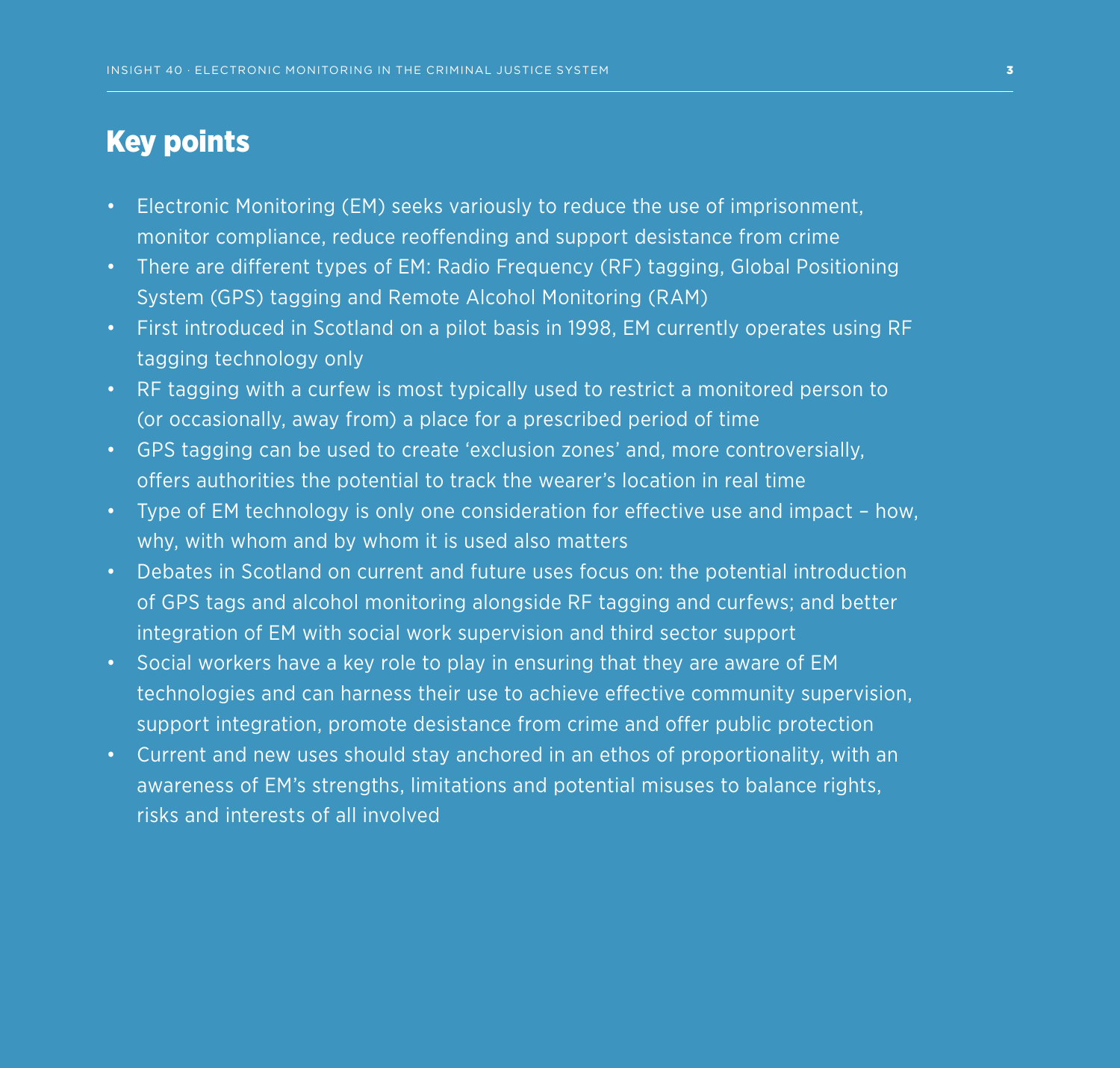## Key points

- Electronic Monitoring (EM) seeks variously to reduce the use of imprisonment, monitor compliance, reduce reoffending and support desistance from crime
- There are different types of EM: Radio Frequency (RF) tagging, Global Positioning System (GPS) tagging and Remote Alcohol Monitoring (RAM)
- First introduced in Scotland on a pilot basis in 1998, EM currently operates using RF tagging technology only
- RF tagging with a curfew is most typically used to restrict a monitored person to (or occasionally, away from) a place for a prescribed period of time
- GPS tagging can be used to create 'exclusion zones' and, more controversially, offers authorities the potential to track the wearer's location in real time
- Type of EM technology is only one consideration for effective use and impact – how, why, with whom and by whom it is used also matters
- Debates in Scotland on current and future uses focus on: the potential introduction of GPS tags and alcohol monitoring alongside RF tagging and curfews; and better integration of EM with social work supervision and third sector support
- Social workers have a key role to play in ensuring that they are aware of EM technologies and can harness their use to achieve effective community supervision, support integration, promote desistance from crime and offer public protection
- Current and new uses should stay anchored in an ethos of proportionality, with an awareness of EM's strengths, limitations and potential misuses to balance rights, risks and interests of all involved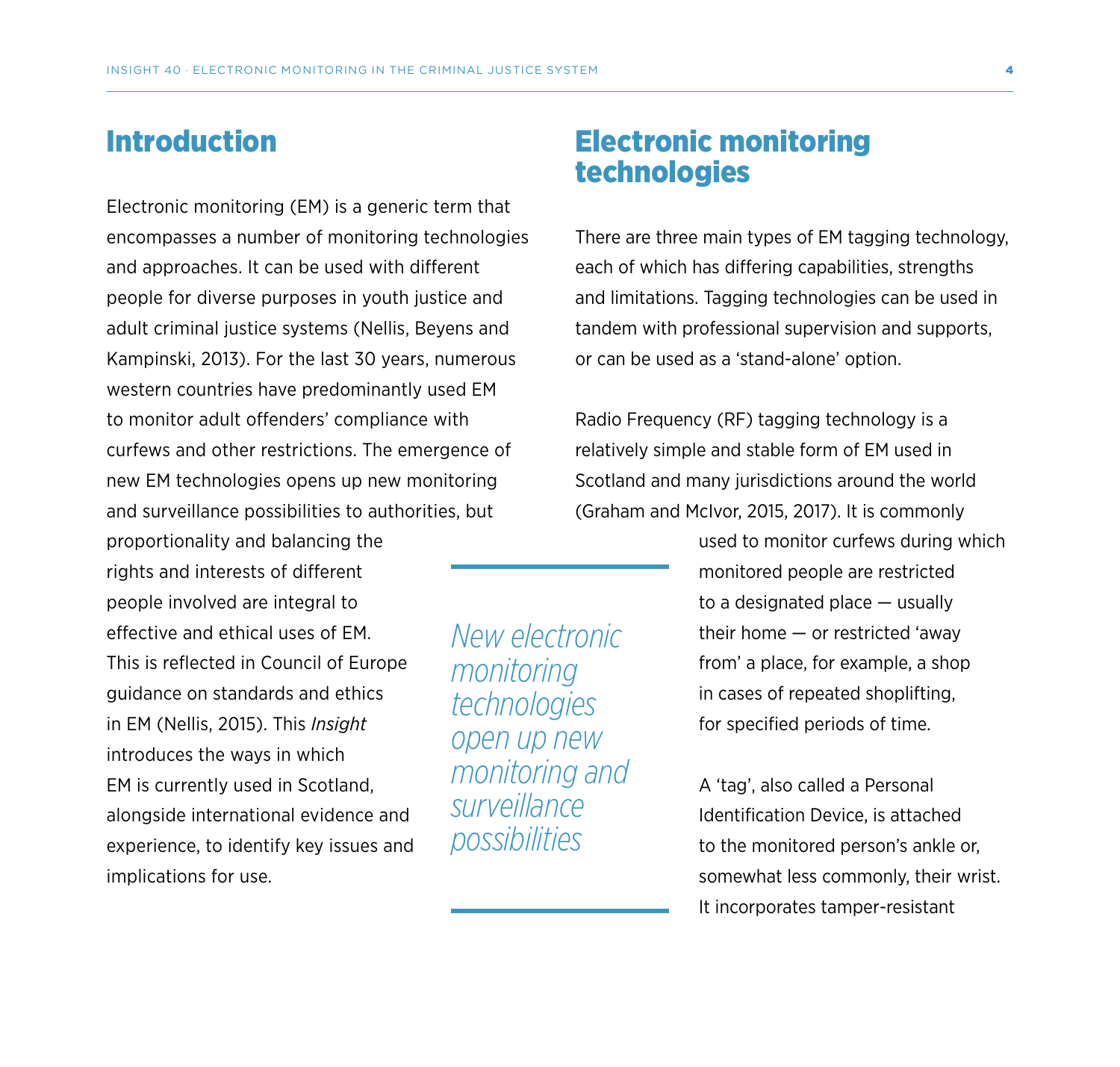## Introduction

Electronic monitoring (EM) is a generic term that encompasses a number of monitoring technologies and approaches. It can be used with different people for diverse purposes in youth justice and adult criminal justice systems (Nellis, Beyens and Kampinski, 2013). For the last 30 years, numerous western countries have predominantly used EM to monitor adult offenders' compliance with curfews and other restrictions. The emergence of new EM technologies opens up new monitoring and surveillance possibilities to authorities, but proportionality and balancing the rights and interests of different people involved are integral to effective and ethical uses of EM. This is reflected in Council of Europe guidance on standards and ethics in EM (Nellis, 2015). This *Insight* introduces the ways in which EM is currently used in Scotland, alongside international evidence and experience, to identify key issues and implications for use.

> *New electronic monitoring technologies open up new monitoring and surveillance possibilities*

## Electronic monitoring technologies

There are three main types of EM tagging technology, each of which has differing capabilities, strengths and limitations. Tagging technologies can be used in tandem with professional supervision and supports, or can be used as a 'stand-alone' option.

Radio Frequency (RF) tagging technology is a relatively simple and stable form of EM used in Scotland and many jurisdictions around the world (Graham and McIvor, 2015, 2017). It is commonly used to monitor curfews during which monitored people are restricted to a designated place — usually their home — or restricted 'away from' a place, for example, a shop in cases of repeated shoplifting, for specified periods of time.

A 'tag', also called a Personal Identification Device, is attached to the monitored person's ankle or, somewhat less commonly, their wrist. It incorporates tamper-resistant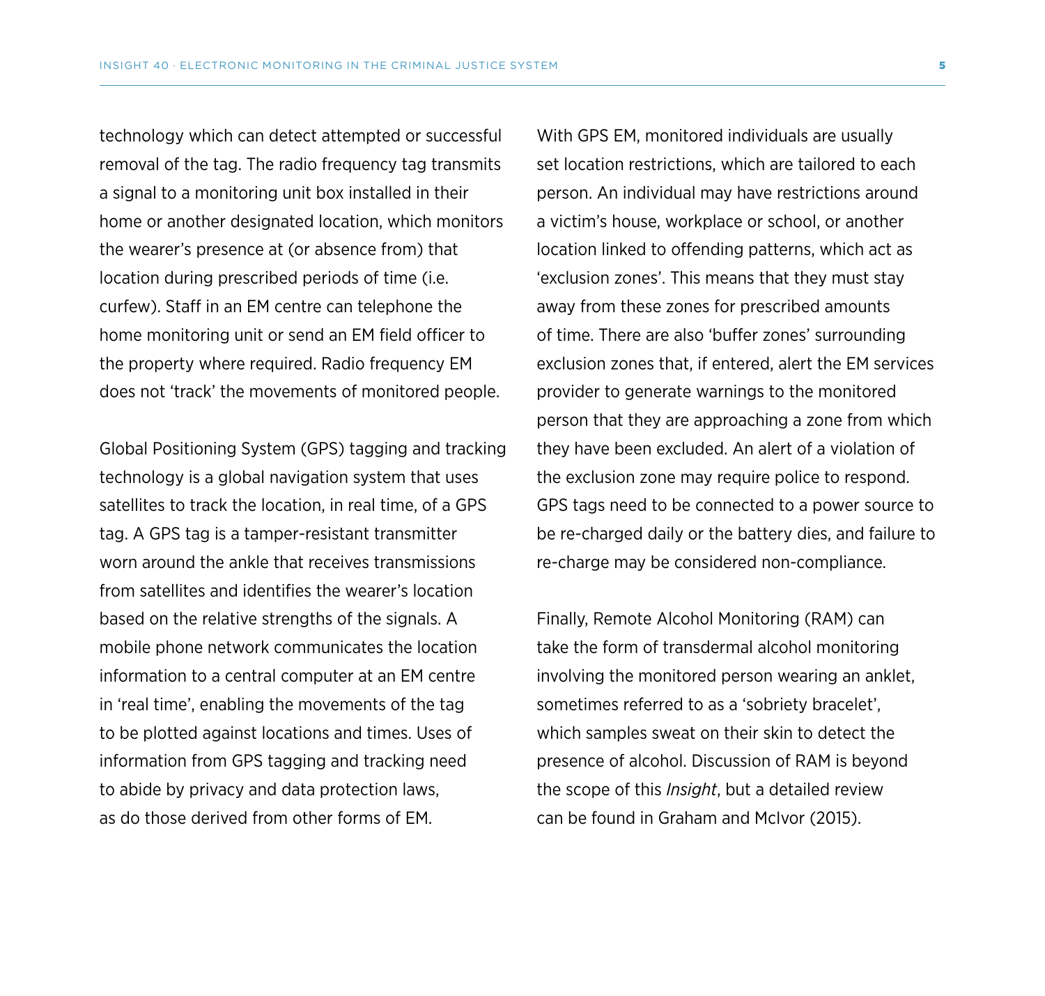technology which can detect attempted or successful removal of the tag. The radio frequency tag transmits a signal to a monitoring unit box installed in their home or another designated location, which monitors the wearer's presence at (or absence from) that location during prescribed periods of time (i.e. curfew). Staff in an EM centre can telephone the home monitoring unit or send an EM field officer to the property where required. Radio frequency EM does not 'track' the movements of monitored people.

Global Positioning System (GPS) tagging and tracking technology is a global navigation system that uses satellites to track the location, in real time, of a GPS tag. A GPS tag is a tamper-resistant transmitter worn around the ankle that receives transmissions from satellites and identifies the wearer's location based on the relative strengths of the signals. A mobile phone network communicates the location information to a central computer at an EM centre in 'real time', enabling the movements of the tag to be plotted against locations and times. Uses of information from GPS tagging and tracking need to abide by privacy and data protection laws, as do those derived from other forms of EM.

With GPS EM, monitored individuals are usually set location restrictions, which are tailored to each person. An individual may have restrictions around a victim's house, workplace or school, or another location linked to offending patterns, which act as 'exclusion zones'. This means that they must stay away from these zones for prescribed amounts of time. There are also 'buffer zones' surrounding exclusion zones that, if entered, alert the EM services provider to generate warnings to the monitored person that they are approaching a zone from which they have been excluded. An alert of a violation of the exclusion zone may require police to respond. GPS tags need to be connected to a power source to be re-charged daily or the battery dies, and failure to re-charge may be considered non-compliance.

Finally, Remote Alcohol Monitoring (RAM) can take the form of transdermal alcohol monitoring involving the monitored person wearing an anklet, sometimes referred to as a 'sobriety bracelet', which samples sweat on their skin to detect the presence of alcohol. Discussion of RAM is beyond the scope of this *Insight*, but a detailed review can be found in Graham and McIvor (2015).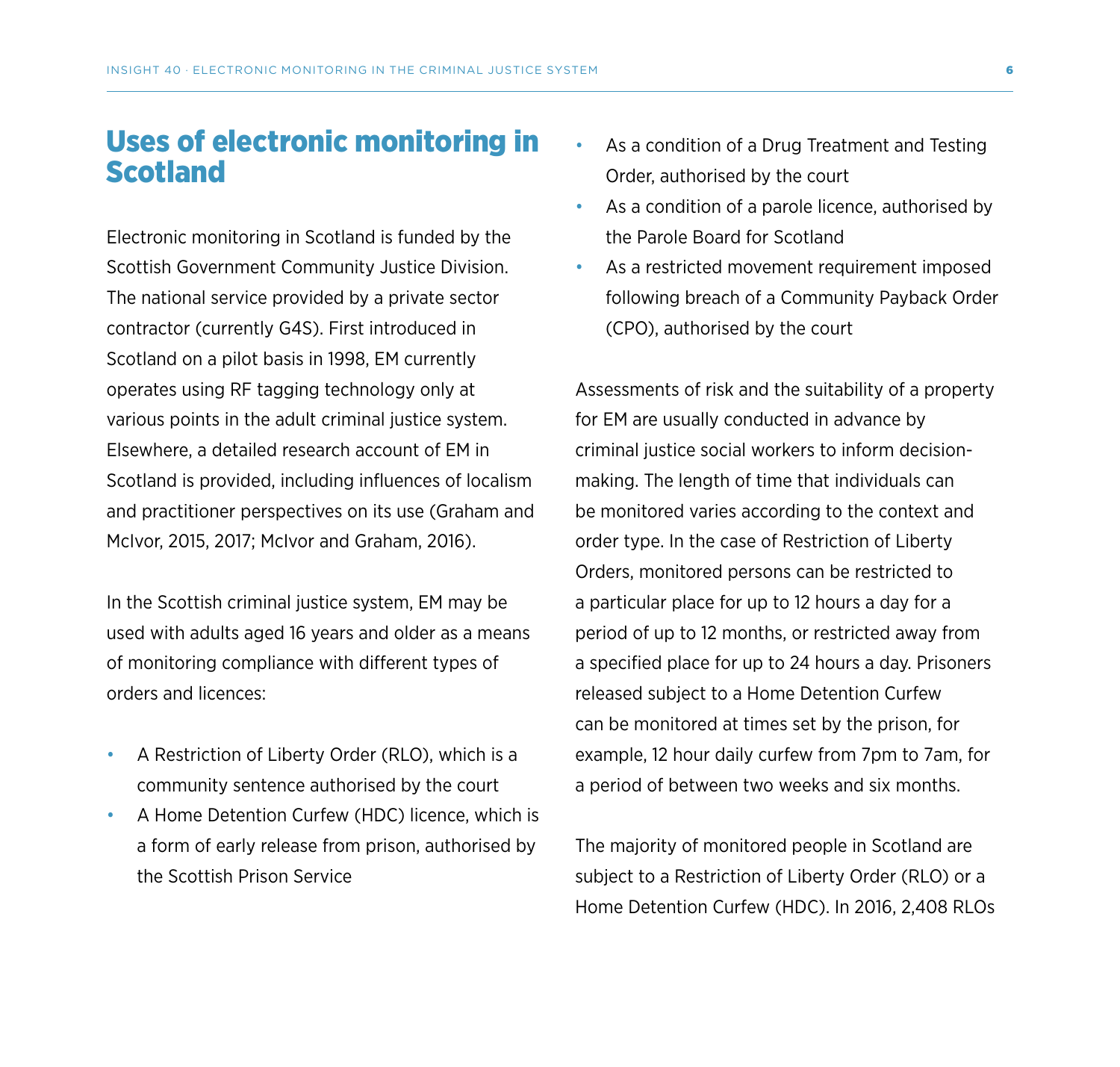## Uses of electronic monitoring in Scotland

Electronic monitoring in Scotland is funded by the Scottish Government Community Justice Division. The national service provided by a private sector contractor (currently G4S). First introduced in Scotland on a pilot basis in 1998, EM currently operates using RF tagging technology only at various points in the adult criminal justice system. Elsewhere, a detailed research account of EM in Scotland is provided, including influences of localism and practitioner perspectives on its use (Graham and McIvor, 2015, 2017; McIvor and Graham, 2016).

In the Scottish criminal justice system, EM may be used with adults aged 16 years and older as a means of monitoring compliance with different types of orders and licences:

- A Restriction of Liberty Order (RLO), which is a community sentence authorised by the court
- A Home Detention Curfew (HDC) licence, which is a form of early release from prison, authorised by the Scottish Prison Service
- As a condition of a Drug Treatment and Testing Order, authorised by the court
- As a condition of a parole licence, authorised by the Parole Board for Scotland
- As a restricted movement requirement imposed following breach of a Community Payback Order (CPO), authorised by the court

Assessments of risk and the suitability of a property for EM are usually conducted in advance by criminal justice social workers to inform decision-making. The length of time that individuals can be monitored varies according to the context and order type. In the case of Restriction of Liberty Orders, monitored persons can be restricted to a particular place for up to 12 hours a day for a period of up to 12 months, or restricted away from a specified place for up to 24 hours a day. Prisoners released subject to a Home Detention Curfew can be monitored at times set by the prison, for example, 12 hour daily curfew from 7pm to 7am, for a period of between two weeks and six months.

The majority of monitored people in Scotland are subject to a Restriction of Liberty Order (RLO) or a Home Detention Curfew (HDC). In 2016, 2,408 RLOs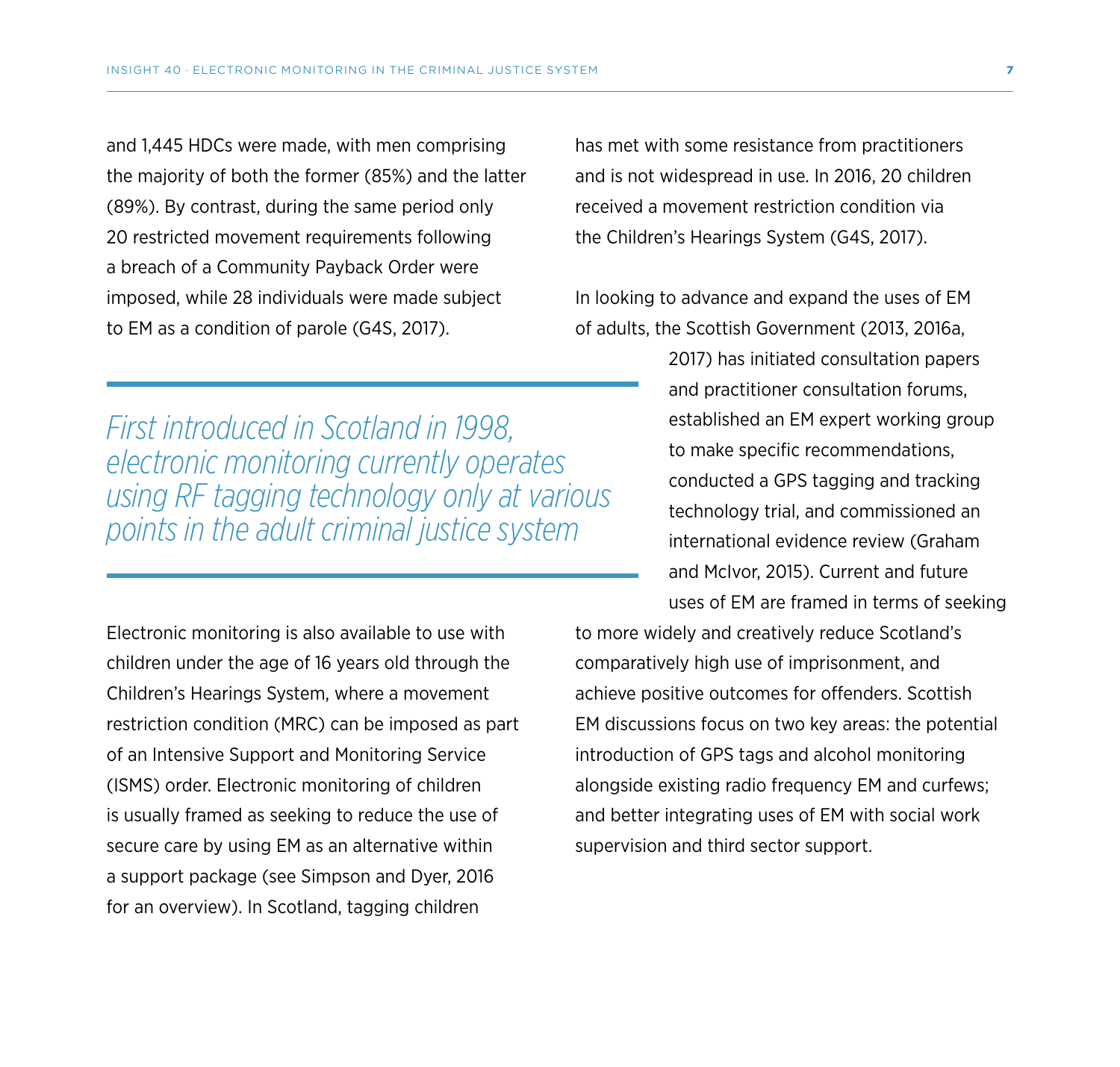and 1,445 HDCs were made, with men comprising the majority of both the former (85%) and the latter (89%). By contrast, during the same period only 20 restricted movement requirements following a breach of a Community Payback Order were imposed, while 28 individuals were made subject to EM as a condition of parole (G4S, 2017).

> *First introduced in Scotland in 1998, electronic monitoring currently operates using RF tagging technology only at various points in the adult criminal justice system*

Electronic monitoring is also available to use with children under the age of 16 years old through the Children's Hearings System, where a movement restriction condition (MRC) can be imposed as part of an Intensive Support and Monitoring Service (ISMS) order. Electronic monitoring of children is usually framed as seeking to reduce the use of secure care by using EM as an alternative within a support package (see Simpson and Dyer, 2016 for an overview). In Scotland, tagging children has met with some resistance from practitioners and is not widespread in use. In 2016, 20 children received a movement restriction condition via the Children's Hearings System (G4S, 2017).

In looking to advance and expand the uses of EM of adults, the Scottish Government (2013, 2016a, 2017) has initiated consultation papers and practitioner consultation forums, established an EM expert working group to make specific recommendations, conducted a GPS tagging and tracking technology trial, and commissioned an international evidence review (Graham and McIvor, 2015). Current and future uses of EM are framed in terms of seeking to more widely and creatively reduce Scotland's comparatively high use of imprisonment, and achieve positive outcomes for offenders. Scottish EM discussions focus on two key areas: the potential introduction of GPS tags and alcohol monitoring alongside existing radio frequency EM and curfews; and better integrating uses of EM with social work supervision and third sector support.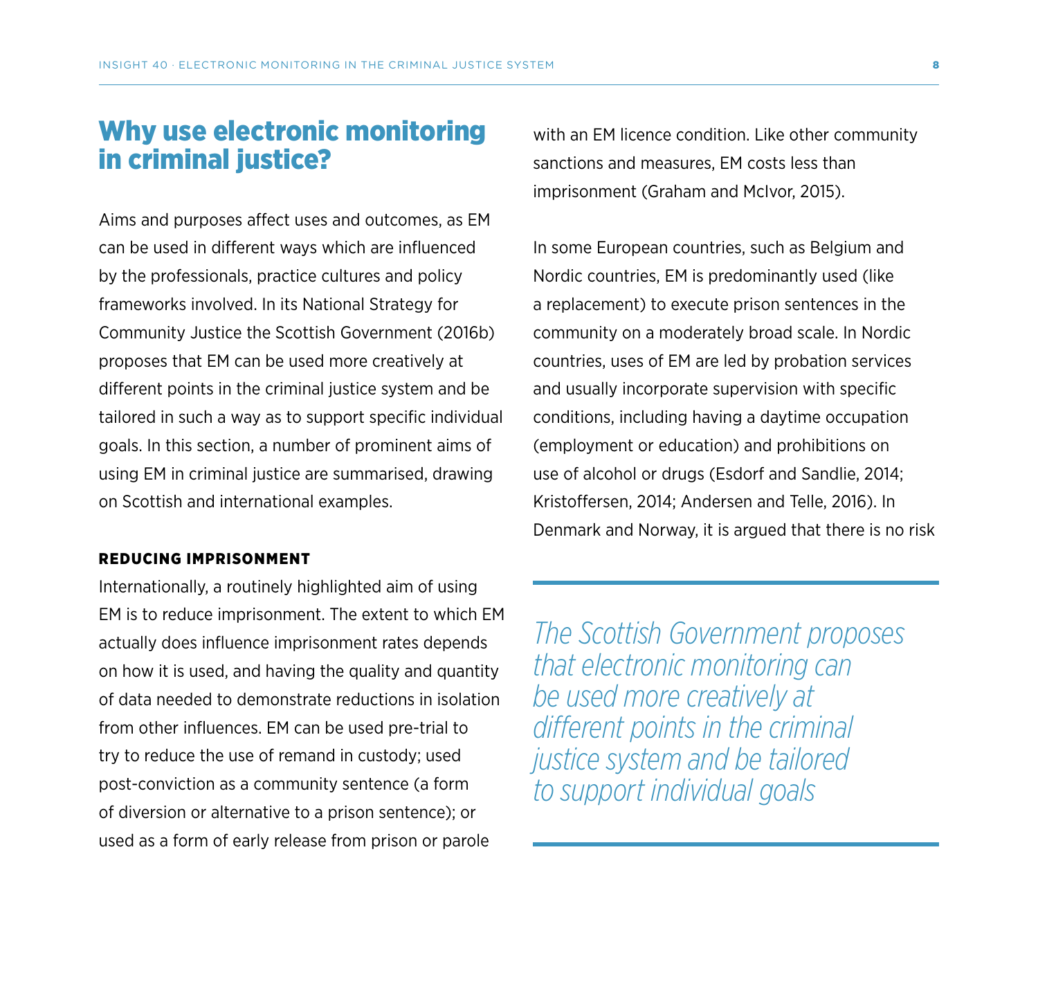## Why use electronic monitoring in criminal justice?

Aims and purposes affect uses and outcomes, as EM can be used in different ways which are influenced by the professionals, practice cultures and policy frameworks involved. In its National Strategy for Community Justice the Scottish Government (2016b) proposes that EM can be used more creatively at different points in the criminal justice system and be tailored in such a way as to support specific individual goals. In this section, a number of prominent aims of using EM in criminal justice are summarised, drawing on Scottish and international examples.

### REDUCING IMPRISONMENT

Internationally, a routinely highlighted aim of using EM is to reduce imprisonment. The extent to which EM actually does influence imprisonment rates depends on how it is used, and having the quality and quantity of data needed to demonstrate reductions in isolation from other influences. EM can be used pre-trial to try to reduce the use of remand in custody; used post-conviction as a community sentence (a form of diversion or alternative to a prison sentence); or used as a form of early release from prison or parole with an EM licence condition. Like other community sanctions and measures, EM costs less than imprisonment (Graham and McIvor, 2015).

In some European countries, such as Belgium and Nordic countries, EM is predominantly used (like a replacement) to execute prison sentences in the community on a moderately broad scale. In Nordic countries, uses of EM are led by probation services and usually incorporate supervision with specific conditions, including having a daytime occupation (employment or education) and prohibitions on use of alcohol or drugs (Esdorf and Sandlie, 2014; Kristoffersen, 2014; Andersen and Telle, 2016). In Denmark and Norway, it is argued that there is no risk

> *The Scottish Government proposes that electronic monitoring can be used more creatively at different points in the criminal justice system and be tailored to support individual goals*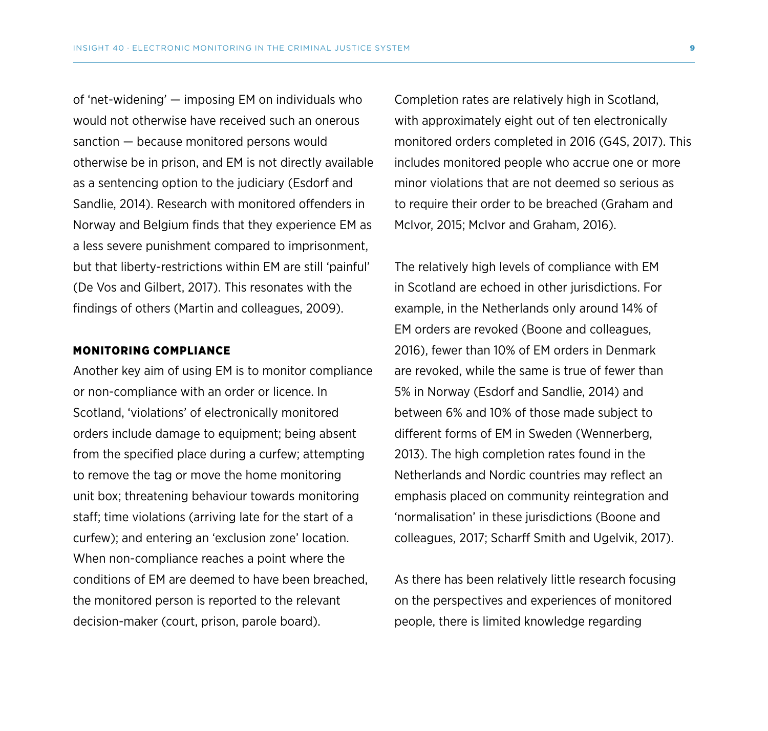of 'net-widening' — imposing EM on individuals who would not otherwise have received such an onerous sanction — because monitored persons would otherwise be in prison, and EM is not directly available as a sentencing option to the judiciary (Esdorf and Sandlie, 2014). Research with monitored offenders in Norway and Belgium finds that they experience EM as a less severe punishment compared to imprisonment, but that liberty-restrictions within EM are still 'painful' (De Vos and Gilbert, 2017). This resonates with the findings of others (Martin and colleagues, 2009).

## MONITORING COMPLIANCE

Another key aim of using EM is to monitor compliance or non-compliance with an order or licence. In Scotland, 'violations' of electronically monitored orders include damage to equipment; being absent from the specified place during a curfew; attempting to remove the tag or move the home monitoring unit box; threatening behaviour towards monitoring staff; time violations (arriving late for the start of a curfew); and entering an 'exclusion zone' location. When non-compliance reaches a point where the conditions of EM are deemed to have been breached, the monitored person is reported to the relevant decision-maker (court, prison, parole board).

Completion rates are relatively high in Scotland, with approximately eight out of ten electronically monitored orders completed in 2016 (G4S, 2017). This includes monitored people who accrue one or more minor violations that are not deemed so serious as to require their order to be breached (Graham and McIvor, 2015; McIvor and Graham, 2016).

The relatively high levels of compliance with EM in Scotland are echoed in other jurisdictions. For example, in the Netherlands only around 14% of EM orders are revoked (Boone and colleagues, 2016), fewer than 10% of EM orders in Denmark are revoked, while the same is true of fewer than 5% in Norway (Esdorf and Sandlie, 2014) and between 6% and 10% of those made subject to different forms of EM in Sweden (Wennerberg, 2013). The high completion rates found in the Netherlands and Nordic countries may reflect an emphasis placed on community reintegration and 'normalisation' in these jurisdictions (Boone and colleagues, 2017; Scharff Smith and Ugelvik, 2017).

As there has been relatively little research focusing on the perspectives and experiences of monitored people, there is limited knowledge regarding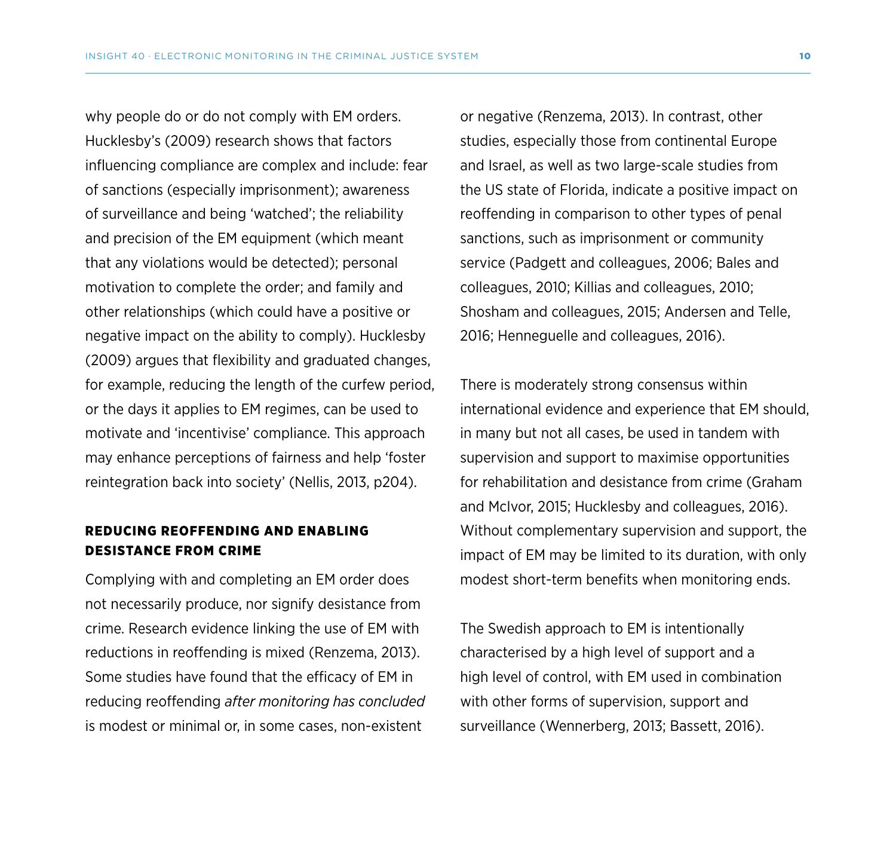why people do or do not comply with EM orders. Hucklesby's (2009) research shows that factors influencing compliance are complex and include: fear of sanctions (especially imprisonment); awareness of surveillance and being 'watched'; the reliability and precision of the EM equipment (which meant that any violations would be detected); personal motivation to complete the order; and family and other relationships (which could have a positive or negative impact on the ability to comply). Hucklesby (2009) argues that flexibility and graduated changes, for example, reducing the length of the curfew period, or the days it applies to EM regimes, can be used to motivate and 'incentivise' compliance. This approach may enhance perceptions of fairness and help 'foster reintegration back into society' (Nellis, 2013, p204).

## REDUCING REOFFENDING AND ENABLING DESISTANCE FROM CRIME

Complying with and completing an EM order does not necessarily produce, nor signify desistance from crime. Research evidence linking the use of EM with reductions in reoffending is mixed (Renzema, 2013). Some studies have found that the efficacy of EM in reducing reoffending *after monitoring has concluded* is modest or minimal or, in some cases, non-existent or negative (Renzema, 2013). In contrast, other studies, especially those from continental Europe and Israel, as well as two large-scale studies from the US state of Florida, indicate a positive impact on reoffending in comparison to other types of penal sanctions, such as imprisonment or community service (Padgett and colleagues, 2006; Bales and colleagues, 2010; Killias and colleagues, 2010; Shosham and colleagues, 2015; Andersen and Telle, 2016; Henneguelle and colleagues, 2016).

There is moderately strong consensus within international evidence and experience that EM should, in many but not all cases, be used in tandem with supervision and support to maximise opportunities for rehabilitation and desistance from crime (Graham and McIvor, 2015; Hucklesby and colleagues, 2016). Without complementary supervision and support, the impact of EM may be limited to its duration, with only modest short-term benefits when monitoring ends.

The Swedish approach to EM is intentionally characterised by a high level of support and a high level of control, with EM used in combination with other forms of supervision, support and surveillance (Wennerberg, 2013; Bassett, 2016).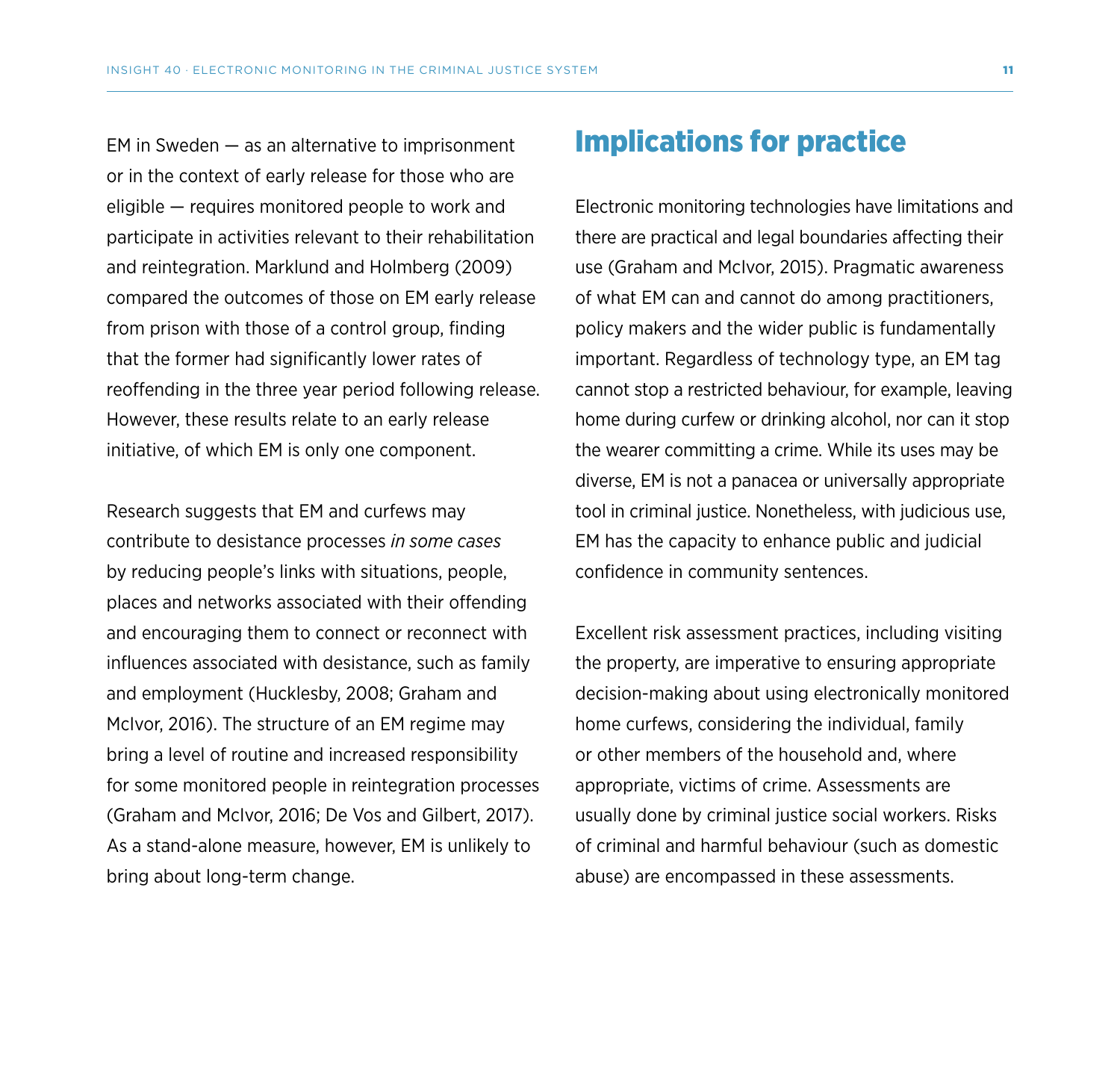EM in Sweden — as an alternative to imprisonment or in the context of early release for those who are eligible — requires monitored people to work and participate in activities relevant to their rehabilitation and reintegration. Marklund and Holmberg (2009) compared the outcomes of those on EM early release from prison with those of a control group, finding that the former had significantly lower rates of reoffending in the three year period following release. However, these results relate to an early release initiative, of which EM is only one component.

Research suggests that EM and curfews may contribute to desistance processes *in some cases* by reducing people's links with situations, people, places and networks associated with their offending and encouraging them to connect or reconnect with influences associated with desistance, such as family and employment (Hucklesby, 2008; Graham and McIvor, 2016). The structure of an EM regime may bring a level of routine and increased responsibility for some monitored people in reintegration processes (Graham and McIvor, 2016; De Vos and Gilbert, 2017). As a stand-alone measure, however, EM is unlikely to bring about long-term change.

## Implications for practice

Electronic monitoring technologies have limitations and there are practical and legal boundaries affecting their use (Graham and McIvor, 2015). Pragmatic awareness of what EM can and cannot do among practitioners, policy makers and the wider public is fundamentally important. Regardless of technology type, an EM tag cannot stop a restricted behaviour, for example, leaving home during curfew or drinking alcohol, nor can it stop the wearer committing a crime. While its uses may be diverse, EM is not a panacea or universally appropriate tool in criminal justice. Nonetheless, with judicious use, EM has the capacity to enhance public and judicial confidence in community sentences.

Excellent risk assessment practices, including visiting the property, are imperative to ensuring appropriate decision-making about using electronically monitored home curfews, considering the individual, family or other members of the household and, where appropriate, victims of crime. Assessments are usually done by criminal justice social workers. Risks of criminal and harmful behaviour (such as domestic abuse) are encompassed in these assessments.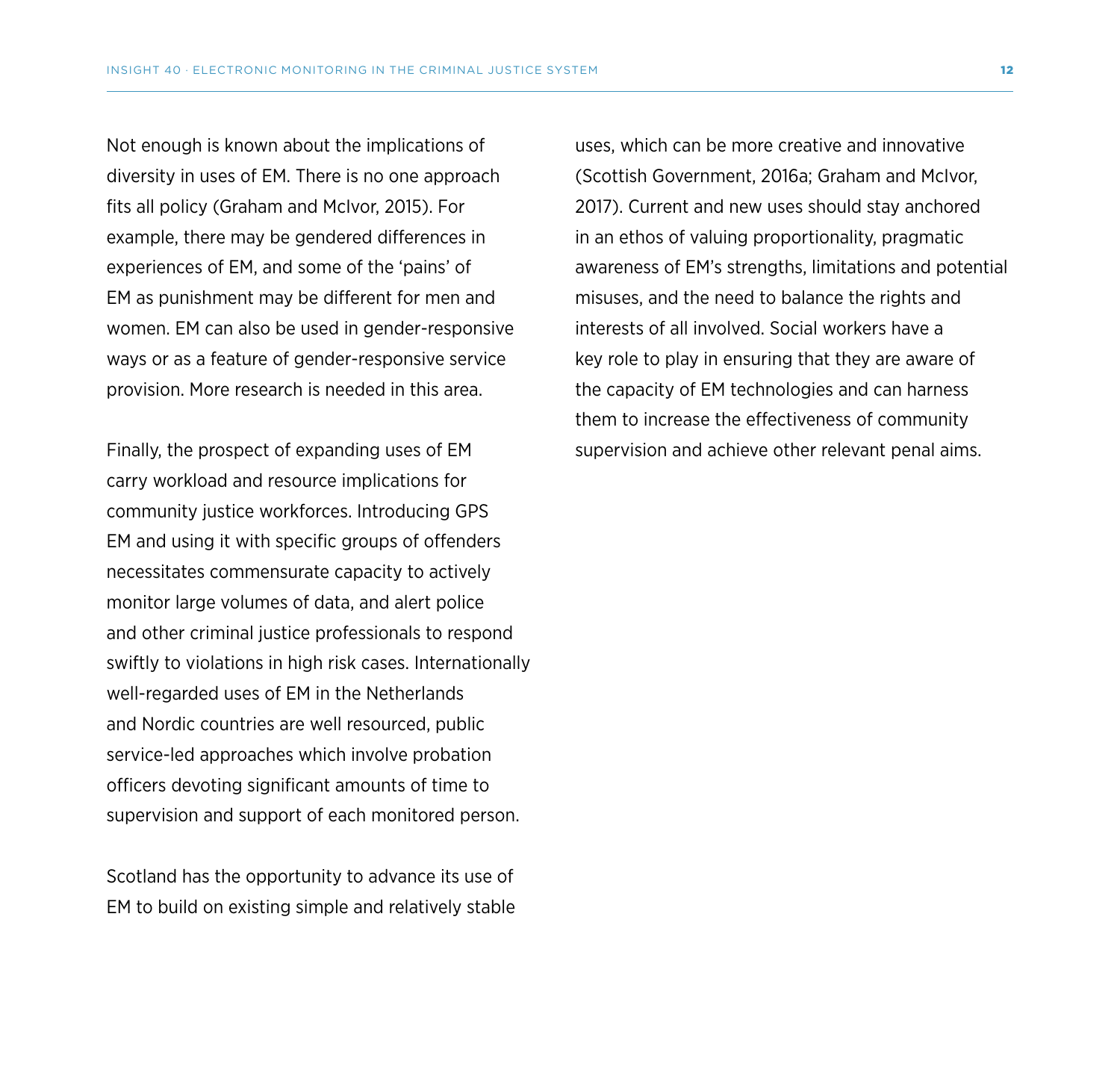Not enough is known about the implications of diversity in uses of EM. There is no one approach fits all policy (Graham and McIvor, 2015). For example, there may be gendered differences in experiences of EM, and some of the 'pains' of EM as punishment may be different for men and women. EM can also be used in gender-responsive ways or as a feature of gender-responsive service provision. More research is needed in this area.

Finally, the prospect of expanding uses of EM carry workload and resource implications for community justice workforces. Introducing GPS EM and using it with specific groups of offenders necessitates commensurate capacity to actively monitor large volumes of data, and alert police and other criminal justice professionals to respond swiftly to violations in high risk cases. Internationally well-regarded uses of EM in the Netherlands and Nordic countries are well resourced, public service-led approaches which involve probation officers devoting significant amounts of time to supervision and support of each monitored person.

Scotland has the opportunity to advance its use of EM to build on existing simple and relatively stable uses, which can be more creative and innovative (Scottish Government, 2016a; Graham and McIvor, 2017). Current and new uses should stay anchored in an ethos of valuing proportionality, pragmatic awareness of EM's strengths, limitations and potential misuses, and the need to balance the rights and interests of all involved. Social workers have a key role to play in ensuring that they are aware of the capacity of EM technologies and can harness them to increase the effectiveness of community supervision and achieve other relevant penal aims.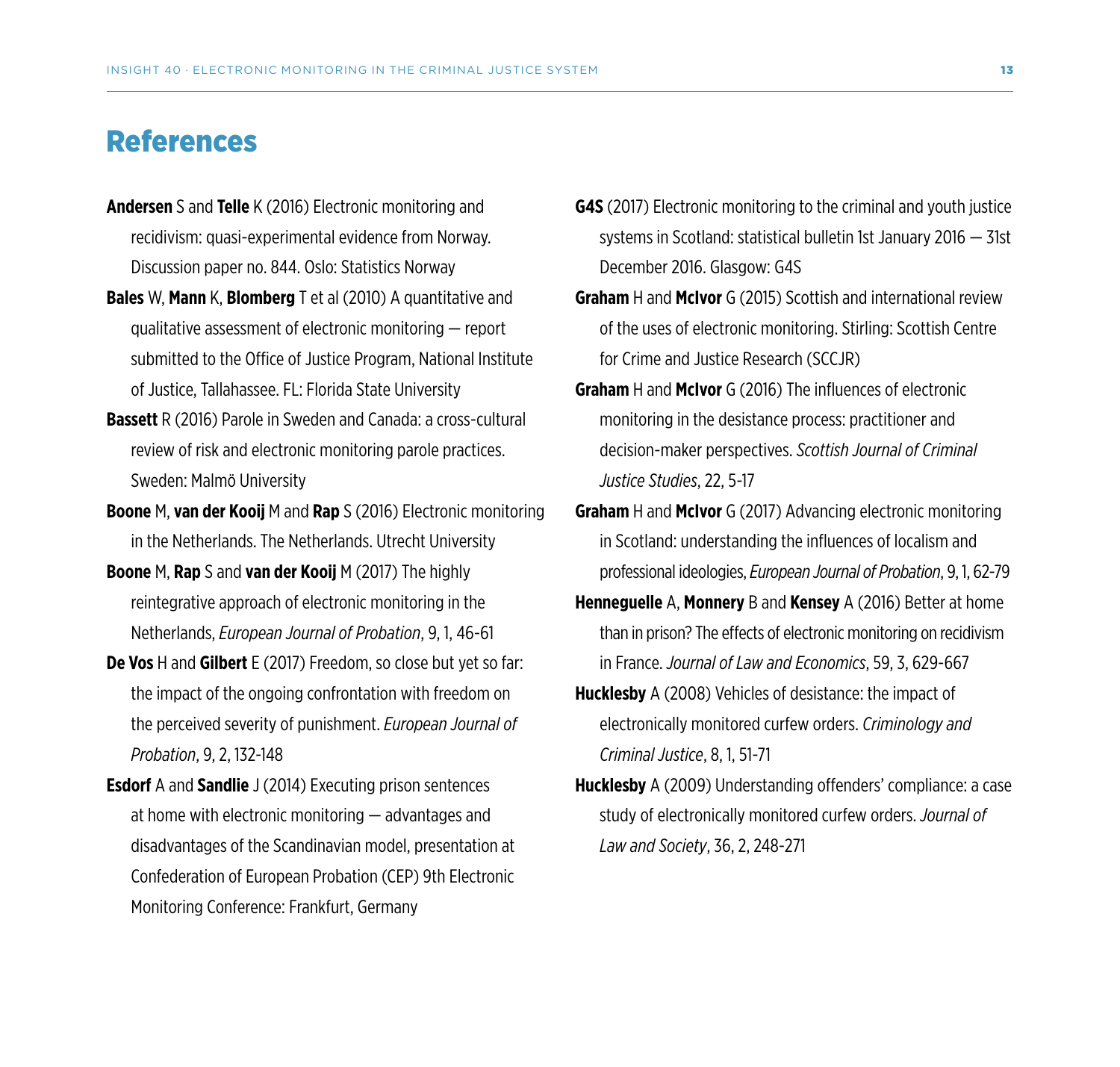# References

**Andersen** S and **Telle** K (2016) Electronic monitoring and recidivism: quasi-experimental evidence from Norway. Discussion paper no. 844. Oslo: Statistics Norway

**Bales** W, **Mann** K, **Blomberg** T et al (2010) A quantitative and qualitative assessment of electronic monitoring — report submitted to the Office of Justice Program, National Institute of Justice, Tallahassee. FL: Florida State University

**Bassett** R (2016) Parole in Sweden and Canada: a cross-cultural review of risk and electronic monitoring parole practices. Sweden: Malmö University

**Boone** M, **van der Kooij** M and **Rap** S (2016) Electronic monitoring in the Netherlands. The Netherlands. Utrecht University

**Boone** M, **Rap** S and **van der Kooij** M (2017) The highly reintegrative approach of electronic monitoring in the Netherlands, *European Journal of Probation*, 9, 1, 46-61

**De Vos** H and **Gilbert** E (2017) Freedom, so close but yet so far: the impact of the ongoing confrontation with freedom on the perceived severity of punishment. *European Journal of Probation*, 9, 2, 132-148

**Esdorf** A and **Sandlie** J (2014) Executing prison sentences at home with electronic monitoring — advantages and disadvantages of the Scandinavian model, presentation at Confederation of European Probation (CEP) 9th Electronic Monitoring Conference: Frankfurt, Germany

**G4S** (2017) Electronic monitoring to the criminal and youth justice systems in Scotland: statistical bulletin 1st January 2016 — 31st December 2016. Glasgow: G4S

**Graham** H and **McIvor** G (2015) Scottish and international review of the uses of electronic monitoring. Stirling: Scottish Centre for Crime and Justice Research (SCCJR)

**Graham** H and **McIvor** G (2016) The influences of electronic monitoring in the desistance process: practitioner and decision-maker perspectives. *Scottish Journal of Criminal Justice Studies*, 22, 5-17

**Graham** H and **McIvor** G (2017) Advancing electronic monitoring in Scotland: understanding the influences of localism and professional ideologies, *European Journal of Probation*, 9, 1, 62-79

**Henneguelle** A, **Monnery** B and **Kensey** A (2016) Better at home than in prison? The effects of electronic monitoring on recidivism in France. *Journal of Law and Economics*, 59, 3, 629-667

**Hucklesby** A (2008) Vehicles of desistance: the impact of electronically monitored curfew orders. *Criminology and Criminal Justice*, 8, 1, 51-71

**Hucklesby** A (2009) Understanding offenders' compliance: a case study of electronically monitored curfew orders. *Journal of Law and Society*, 36, 2, 248-271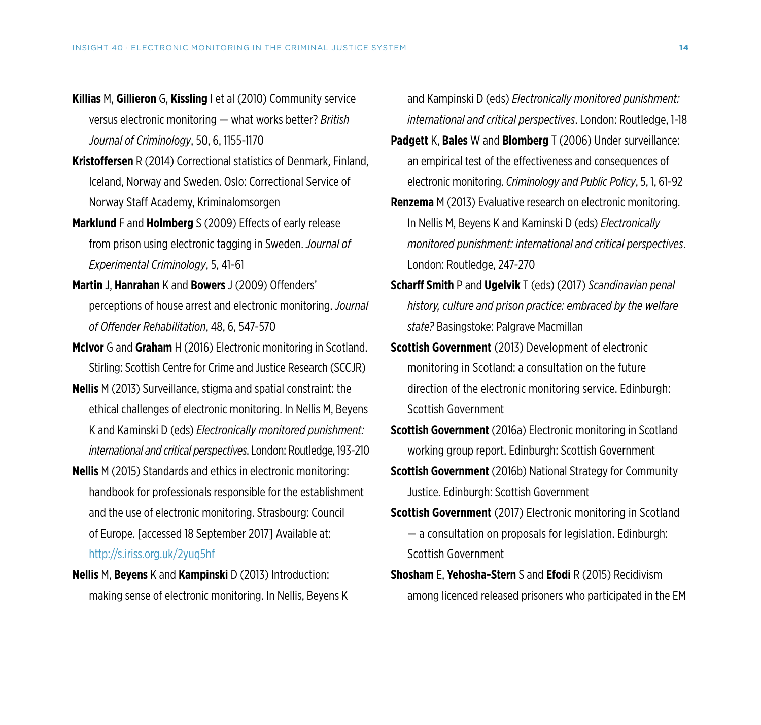**Killias** M, **Gillieron** G, **Kissling** I et al (2010) Community service versus electronic monitoring — what works better? *British Journal of Criminology*, 50, 6, 1155-1170

**Kristoffersen** R (2014) Correctional statistics of Denmark, Finland, Iceland, Norway and Sweden. Oslo: Correctional Service of Norway Staff Academy, Kriminalomsorgen

**Marklund** F and **Holmberg** S (2009) Effects of early release from prison using electronic tagging in Sweden. *Journal of Experimental Criminology*, 5, 41-61

**Martin** J, **Hanrahan** K and **Bowers** J (2009) Offenders' perceptions of house arrest and electronic monitoring. *Journal of Offender Rehabilitation*, 48, 6, 547-570

**McIvor** G and **Graham** H (2016) Electronic monitoring in Scotland. Stirling: Scottish Centre for Crime and Justice Research (SCCJR)

**Nellis** M (2013) Surveillance, stigma and spatial constraint: the ethical challenges of electronic monitoring. In Nellis M, Beyens K and Kaminski D (eds) *Electronically monitored punishment: international and critical perspectives*. London: Routledge, 193-210

**Nellis** M (2015) Standards and ethics in electronic monitoring: handbook for professionals responsible for the establishment and the use of electronic monitoring. Strasbourg: Council of Europe. [accessed 18 September 2017] Available at: http://s.iriss.org.uk/2yuq5hf

**Nellis** M, **Beyens** K and **Kampinski** D (2013) Introduction: making sense of electronic monitoring. In Nellis, Beyens K and Kampinski D (eds) *Electronically monitored punishment: international and critical perspectives*. London: Routledge, 1-18

**Padgett** K, **Bales** W and **Blomberg** T (2006) Under surveillance: an empirical test of the effectiveness and consequences of electronic monitoring. *Criminology and Public Policy*, 5, 1, 61-92

**Renzema** M (2013) Evaluative research on electronic monitoring. In Nellis M, Beyens K and Kaminski D (eds) *Electronically monitored punishment: international and critical perspectives*. London: Routledge, 247-270

**Scharff Smith** P and **Ugelvik** T (eds) (2017) *Scandinavian penal history, culture and prison practice: embraced by the welfare state?* Basingstoke: Palgrave Macmillan

**Scottish Government** (2013) Development of electronic monitoring in Scotland: a consultation on the future direction of the electronic monitoring service. Edinburgh: Scottish Government

**Scottish Government** (2016a) Electronic monitoring in Scotland working group report. Edinburgh: Scottish Government

**Scottish Government** (2016b) National Strategy for Community Justice. Edinburgh: Scottish Government

**Scottish Government** (2017) Electronic monitoring in Scotland — a consultation on proposals for legislation. Edinburgh: Scottish Government

**Shosham** E, **Yehosha-Stern** S and **Efodi** R (2015) Recidivism among licenced released prisoners who participated in the EM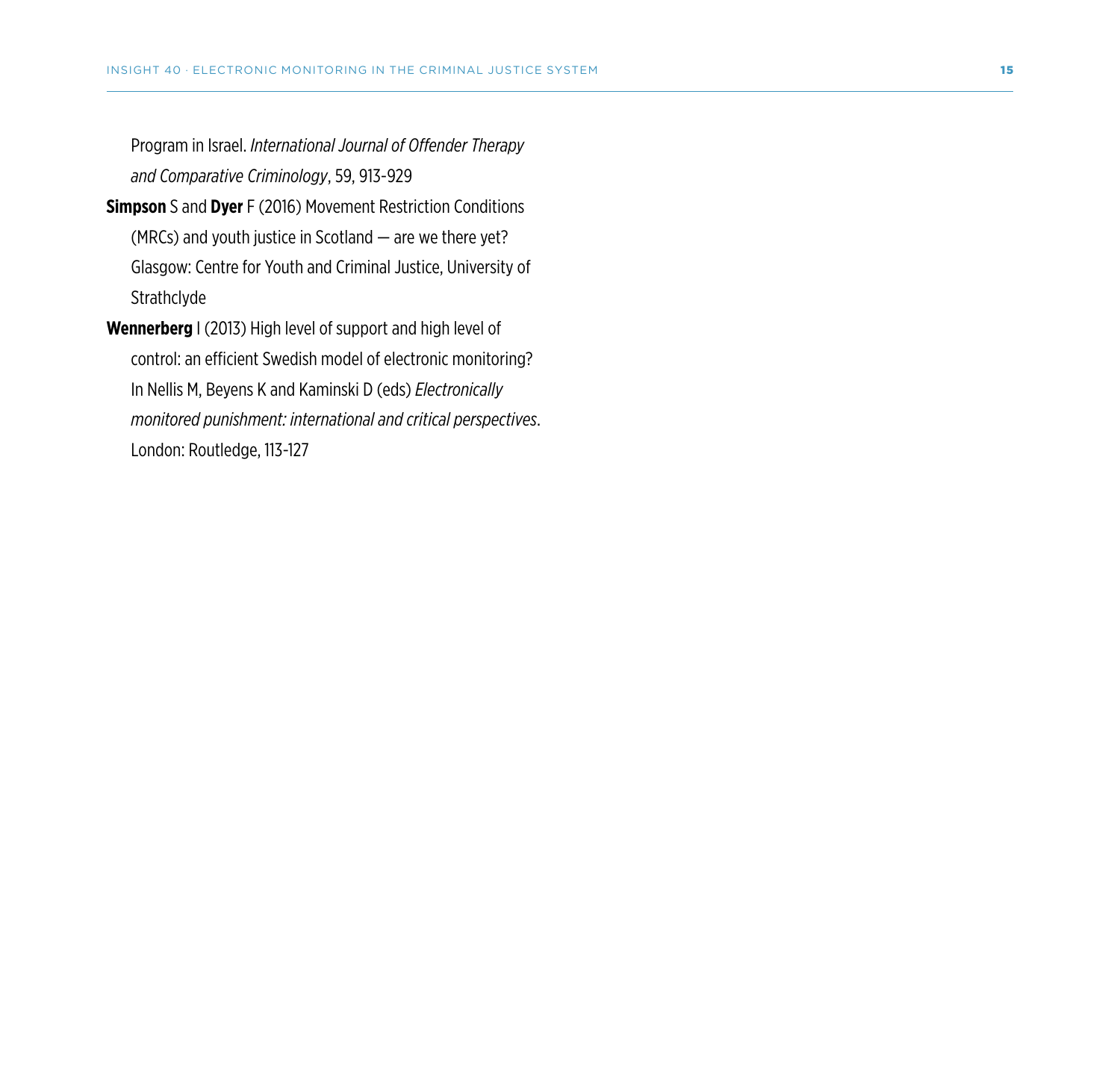Program in Israel. *International Journal of Offender Therapy and Comparative Criminology*, 59, 913-929

**Simpson** S and **Dyer** F (2016) Movement Restriction Conditions (MRCs) and youth justice in Scotland — are we there yet? Glasgow: Centre for Youth and Criminal Justice, University of Strathclyde

**Wennerberg** I (2013) High level of support and high level of control: an efficient Swedish model of electronic monitoring? In Nellis M, Beyens K and Kaminski D (eds) *Electronically monitored punishment: international and critical perspectives*. London: Routledge, 113-127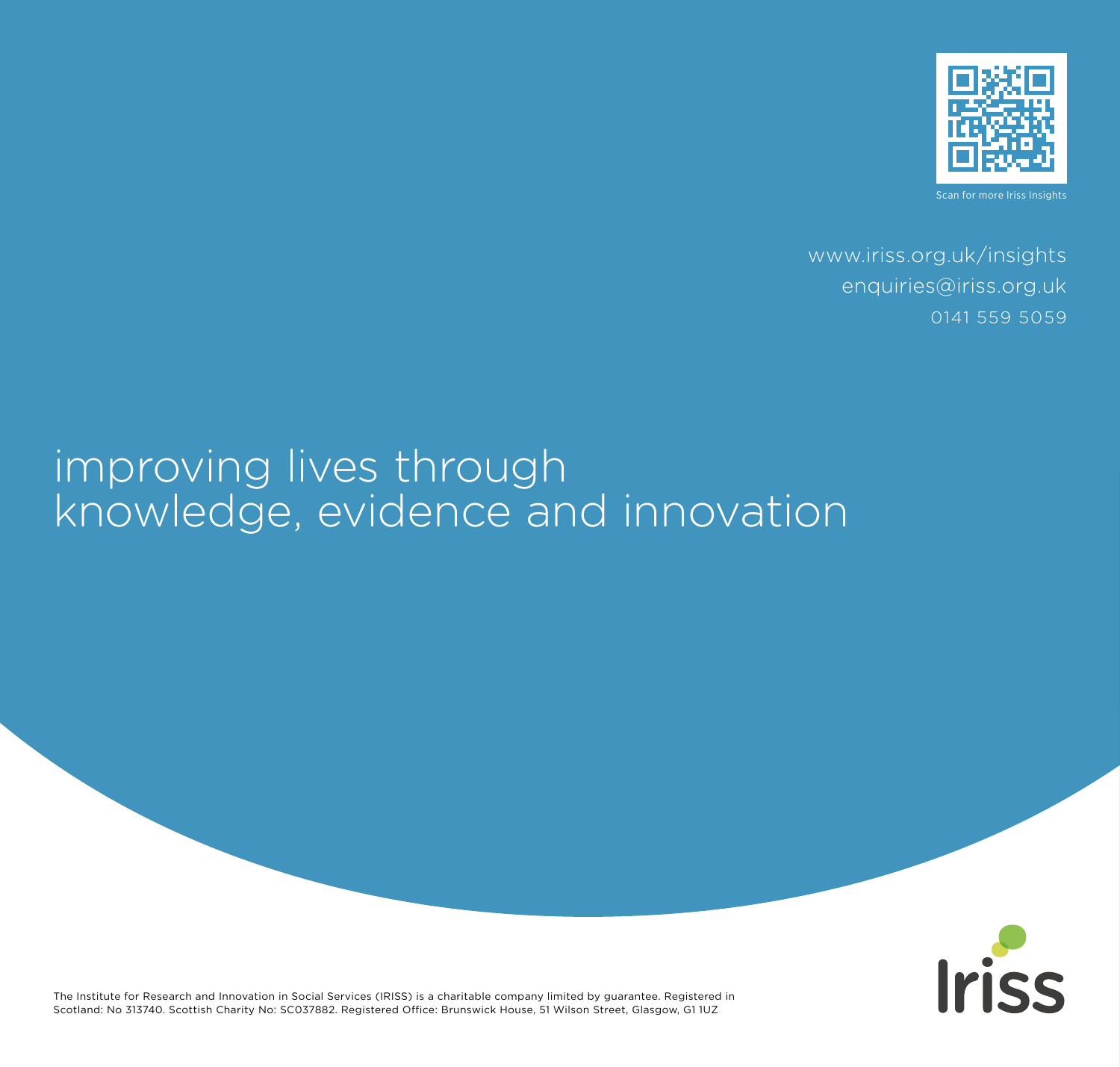Scan for more Iriss Insights

www.iriss.org.uk/insights
enquiries@iriss.org.uk
0141 559 5059

improving lives through
knowledge, evidence and innovation

Iriss

The Institute for Research and Innovation in Social Services (IRISS) is a charitable company limited by guarantee. Registered in Scotland: No 313740. Scottish Charity No: SC037882. Registered Office: Brunswick House, 51 Wilson Street, Glasgow, G1 1UZ